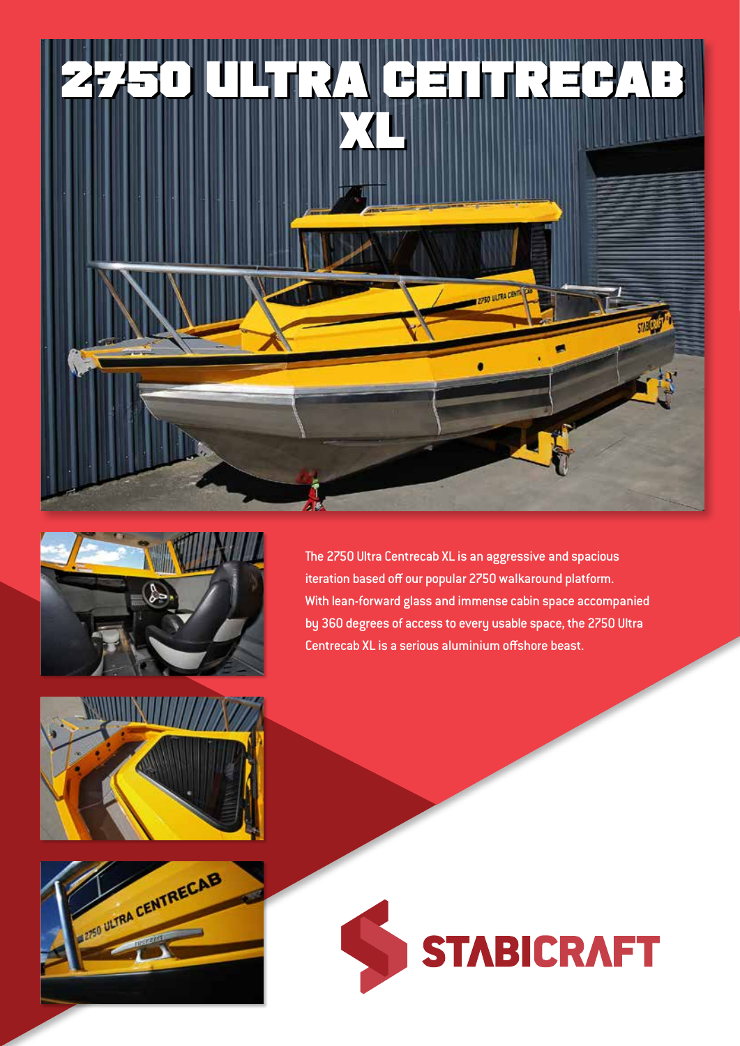# 2750 ULTRA CENTRECAB XL

The 2750 Ultra Centrecab XL is an aggressive and spacious iteration based off our popular 2750 walkaround platform. With lean-forward glass and immense cabin space accompanied by 360 degrees of access to every usable space, the 2750 Ultra Centrecab XL is a serious aluminium offshore beast.

STABICRAFT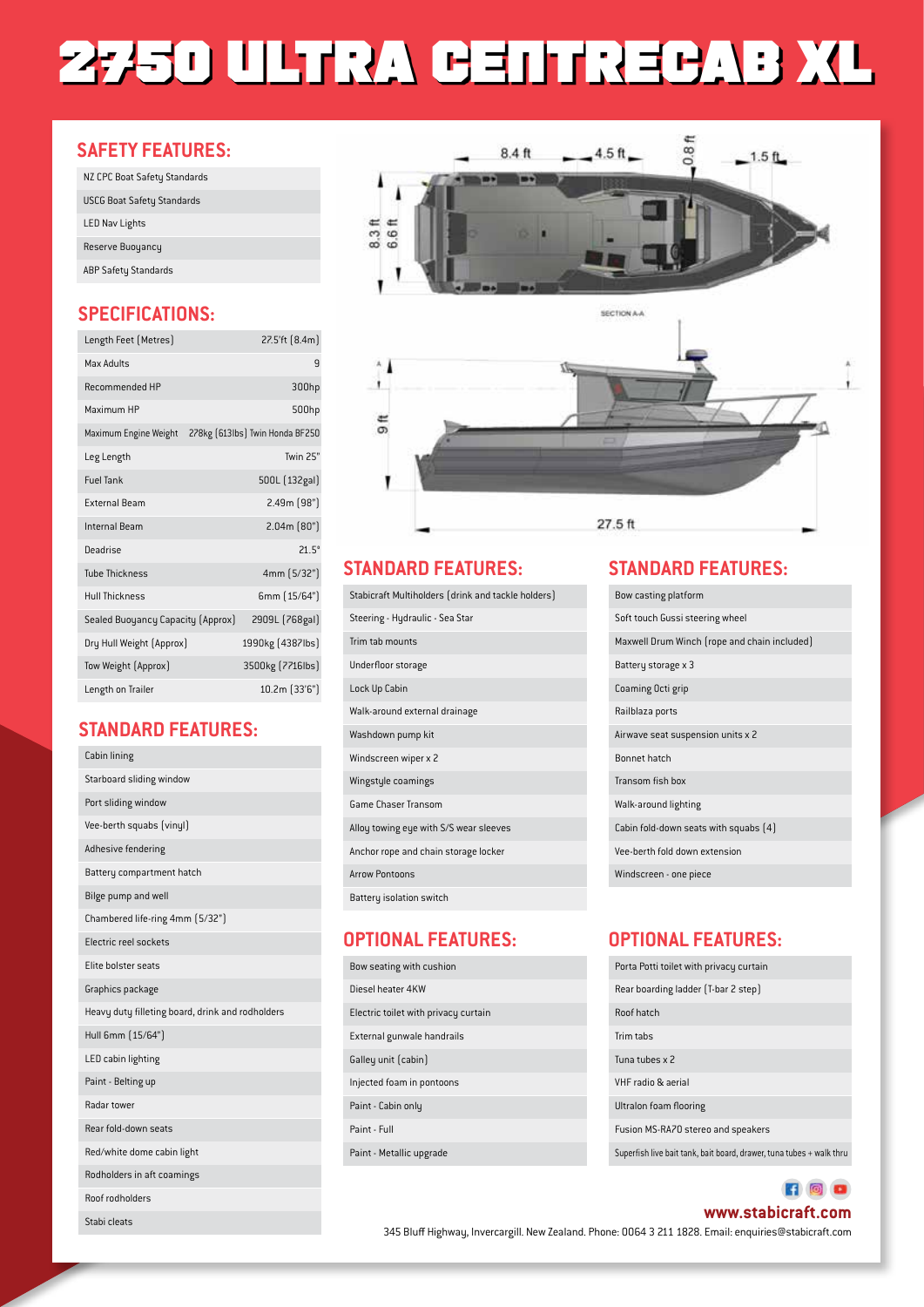# 2750 ULTRA CENTRECAB XL

## SAFETY FEATURES:

- NZ CPC Boat Safety Standards
- USCG Boat Safety Standards
- LED Nav Lights
- Reserve Buoyancy
- ABP Safety Standards

## SPECIFICATIONS:

| | |
|---|---|
| Length Feet (Metres) | 27.5'ft (8.4m) |
| Max Adults | 9 |
| Recommended HP | 300hp |
| Maximum HP | 500hp |
| Maximum Engine Weight | 278kg (613lbs) Twin Honda BF250 |
| Leg Length | Twin 25" |
| Fuel Tank | 500L (132gal) |
| External Beam | 2.49m (98") |
| Internal Beam | 2.04m (80") |
| Deadrise | 21.5° |
| Tube Thickness | 4mm (5/32") |
| Hull Thickness | 6mm (15/64") |
| Sealed Buoyancy Capacity (Approx) | 2909L (768gal) |
| Dry Hull Weight (Approx) | 1990kg (4387lbs) |
| Tow Weight (Approx) | 3500kg (7716lbs) |
| Length on Trailer | 10.2m (33'6") |

## STANDARD FEATURES:

- Cabin lining
- Starboard sliding window
- Port sliding window
- Vee-berth squabs (vinyl)
- Adhesive fendering
- Battery compartment hatch
- Bilge pump and well
- Chambered life-ring 4mm (5/32")
- Electric reel sockets
- Elite bolster seats
- Graphics package
- Heavy duty filleting board, drink and rodholders
- Hull 6mm (15/64")
- LED cabin lighting
- Paint - Belting up
- Radar tower
- Rear fold-down seats
- Red/white dome cabin light
- Rodholders in aft coamings
- Roof rodholders
- Stabi cleats

8.4 ft
4.5 ft
0.8 ft
1.5 ft
8.3 ft
6.6 ft
SECTION A-A
9 ft
27.5 ft

## STANDARD FEATURES:

- Stabicraft Multiholders (drink and tackle holders)
- Steering - Hydraulic - Sea Star
- Trim tab mounts
- Underfloor storage
- Lock Up Cabin
- Walk-around external drainage
- Washdown pump kit
- Windscreen wiper x 2
- Wingstyle coamings
- Game Chaser Transom
- Alloy towing eye with S/S wear sleeves
- Anchor rope and chain storage locker
- Arrow Pontoons
- Battery isolation switch

## STANDARD FEATURES:

- Bow casting platform
- Soft touch Gussi steering wheel
- Maxwell Drum Winch (rope and chain included)
- Battery storage x 3
- Coaming Octi grip
- Railblaza ports
- Airwave seat suspension units x 2
- Bonnet hatch
- Transom fish box
- Walk-around lighting
- Cabin fold-down seats with squabs (4)
- Vee-berth fold down extension
- Windscreen - one piece

## OPTIONAL FEATURES:

- Bow seating with cushion
- Diesel heater 4KW
- Electric toilet with privacy curtain
- External gunwale handrails
- Galley unit (cabin)
- Injected foam in pontoons
- Paint - Cabin only
- Paint - Full
- Paint - Metallic upgrade

## OPTIONAL FEATURES:

- Porta Potti toilet with privacy curtain
- Rear boarding ladder (T-bar 2 step)
- Roof hatch
- Trim tabs
- Tuna tubes x 2
- VHF radio & aerial
- Ultralon foam flooring
- Fusion MS-RA70 stereo and speakers
- Superfish live bait tank, bait board, drawer, tuna tubes + walk thru

**www.stabicraft.com**

345 Bluff Highway, Invercargill. New Zealand. Phone: 0064 3 211 1828. Email: enquiries@stabicraft.com